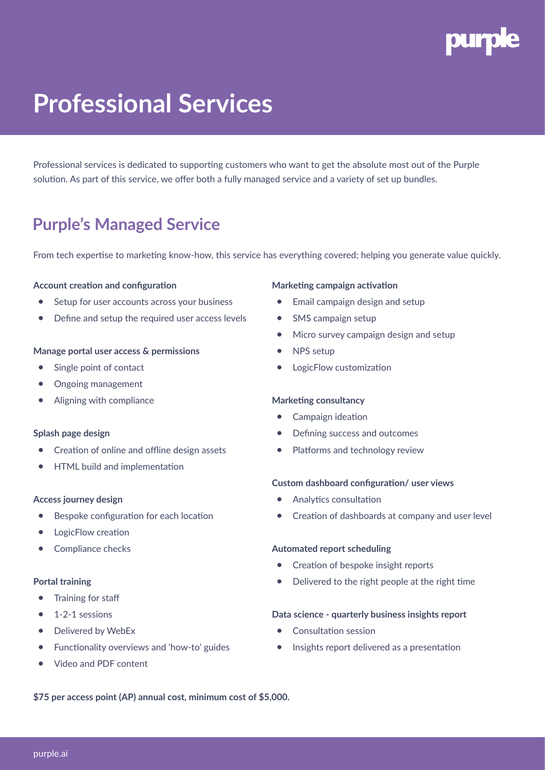# Professional Services

Professional services is dedicated to supporting customers who want to get the absolute most out of the Purple solution. As part of this service, we offer both a fully managed service and a variety of set up bundles.

## Purple's Managed Service

From tech expertise to marketing know-how, this service has everything covered; helping you generate value quickly.

**Account creation and configuration**

- Setup for user accounts across your business
- Define and setup the required user access levels

**Manage portal user access & permissions**

- Single point of contact
- Ongoing management
- Aligning with compliance

**Splash page design**

- Creation of online and offline design assets
- HTML build and implementation

**Access journey design**

- Bespoke configuration for each location
- LogicFlow creation
- Compliance checks

**Portal training**

- Training for staff
- 1-2-1 sessions
- Delivered by WebEx
- Functionality overviews and 'how-to' guides
- Video and PDF content

**Marketing campaign activation**

- Email campaign design and setup
- SMS campaign setup
- Micro survey campaign design and setup
- NPS setup
- LogicFlow customization

**Marketing consultancy**

- Campaign ideation
- Defining success and outcomes
- Platforms and technology review

**Custom dashboard configuration/ user views**

- Analytics consultation
- Creation of dashboards at company and user level

**Automated report scheduling**

- Creation of bespoke insight reports
- Delivered to the right people at the right time

**Data science - quarterly business insights report**

- Consultation session
- Insights report delivered as a presentation

**$75 per access point (AP) annual cost, minimum cost of $5,000.**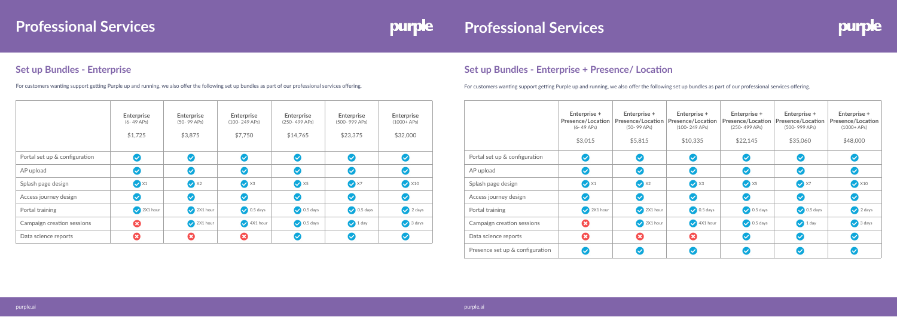# Professional Services

## Set up Bundles - Enterprise

For customers wanting support getting Purple up and running, we also offer the following set up bundles as part of our professional services offering.

| | Enterprise (6- 49 APs) $1,725 | Enterprise (50- 99 APs) $3,875 | Enterprise (100- 249 APs) $7,750 | Enterprise (250- 499 APs) $14,765 | Enterprise (500- 999 APs) $23,375 | Enterprise (1000+ APs) $32,000 |
|---|---|---|---|---|---|---|
| Portal set up & configuration | ✓ | ✓ | ✓ | ✓ | ✓ | ✓ |
| AP upload | ✓ | ✓ | ✓ | ✓ | ✓ | ✓ |
| Splash page design | ✓ X1 | ✓ X2 | ✓ X3 | ✓ X5 | ✓ X7 | ✓ X10 |
| Access journey design | ✓ | ✓ | ✓ | ✓ | ✓ | ✓ |
| Portal training | ✓ 2X1 hour | ✓ 2X1 hour | ✓ 0.5 days | ✓ 0.5 days | ✓ 0.5 days | ✓ 2 days |
| Campaign creation sessions | ✗ | ✓ 2X1 hour | ✓ 4X1 hour | ✓ 0.5 days | ✓ 1 day | ✓ 3 days |
| Data science reports | ✗ | ✗ | ✗ | ✓ | ✓ | ✓ |

# Professional Services

## Set up Bundles - Enterprise + Presence/ Location

For customers wanting support getting Purple up and running, we also offer the following set up bundles as part of our professional services offering.

| | Enterprise + Presence/Location (6- 49 APs) $3,015 | Enterprise + Presence/Location (50- 99 APs) $5,815 | Enterprise + Presence/Location (100- 249 APs) $10,335 | Enterprise + Presence/Location (250- 499 APs) $22,145 | Enterprise + Presence/Location (500- 999 APs) $35,060 | Enterprise + Presence/Location (1000+ APs) $48,000 |
|---|---|---|---|---|---|---|
| Portal set up & configuration | ✓ | ✓ | ✓ | ✓ | ✓ | ✓ |
| AP upload | ✓ | ✓ | ✓ | ✓ | ✓ | ✓ |
| Splash page design | ✓ X1 | ✓ X2 | ✓ X3 | ✓ X5 | ✓ X7 | ✓ X10 |
| Access journey design | ✓ | ✓ | ✓ | ✓ | ✓ | ✓ |
| Portal training | ✓ 2X1 hour | ✓ 2X1 hour | ✓ 0.5 days | ✓ 0.5 days | ✓ 0.5 days | ✓ 2 days |
| Campaign creation sessions | ✗ | ✓ 2X1 hour | ✓ 4X1 hour | ✓ 0.5 days | ✓ 1 day | ✓ 3 days |
| Data science reports | ✗ | ✗ | ✗ | ✓ | ✓ | ✓ |
| Presence set up & configuration | ✓ | ✓ | ✓ | ✓ | ✓ | ✓ |